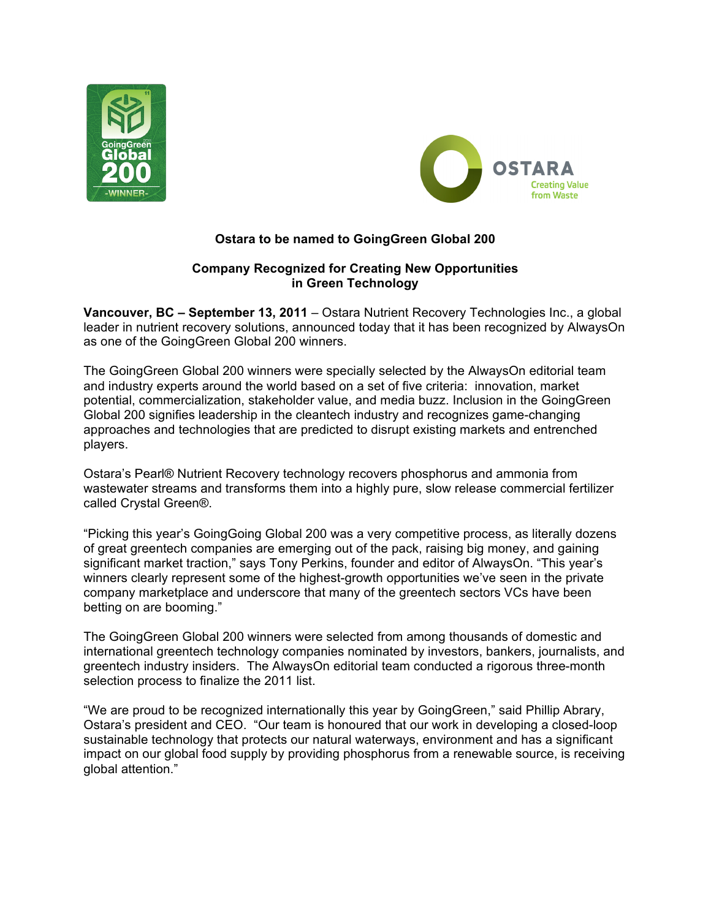# Ostara to be named to GoingGreen Global 200

## Company Recognized for Creating New Opportunities in Green Technology

**Vancouver, BC – September 13, 2011** – Ostara Nutrient Recovery Technologies Inc., a global leader in nutrient recovery solutions, announced today that it has been recognized by AlwaysOn as one of the GoingGreen Global 200 winners.

The GoingGreen Global 200 winners were specially selected by the AlwaysOn editorial team and industry experts around the world based on a set of five criteria: innovation, market potential, commercialization, stakeholder value, and media buzz. Inclusion in the GoingGreen Global 200 signifies leadership in the cleantech industry and recognizes game-changing approaches and technologies that are predicted to disrupt existing markets and entrenched players.

Ostara's Pearl® Nutrient Recovery technology recovers phosphorus and ammonia from wastewater streams and transforms them into a highly pure, slow release commercial fertilizer called Crystal Green®.

"Picking this year's GoingGoing Global 200 was a very competitive process, as literally dozens of great greentech companies are emerging out of the pack, raising big money, and gaining significant market traction," says Tony Perkins, founder and editor of AlwaysOn. "This year's winners clearly represent some of the highest-growth opportunities we've seen in the private company marketplace and underscore that many of the greentech sectors VCs have been betting on are booming."

The GoingGreen Global 200 winners were selected from among thousands of domestic and international greentech technology companies nominated by investors, bankers, journalists, and greentech industry insiders. The AlwaysOn editorial team conducted a rigorous three-month selection process to finalize the 2011 list.

"We are proud to be recognized internationally this year by GoingGreen," said Phillip Abrary, Ostara's president and CEO. "Our team is honoured that our work in developing a closed-loop sustainable technology that protects our natural waterways, environment and has a significant impact on our global food supply by providing phosphorus from a renewable source, is receiving global attention."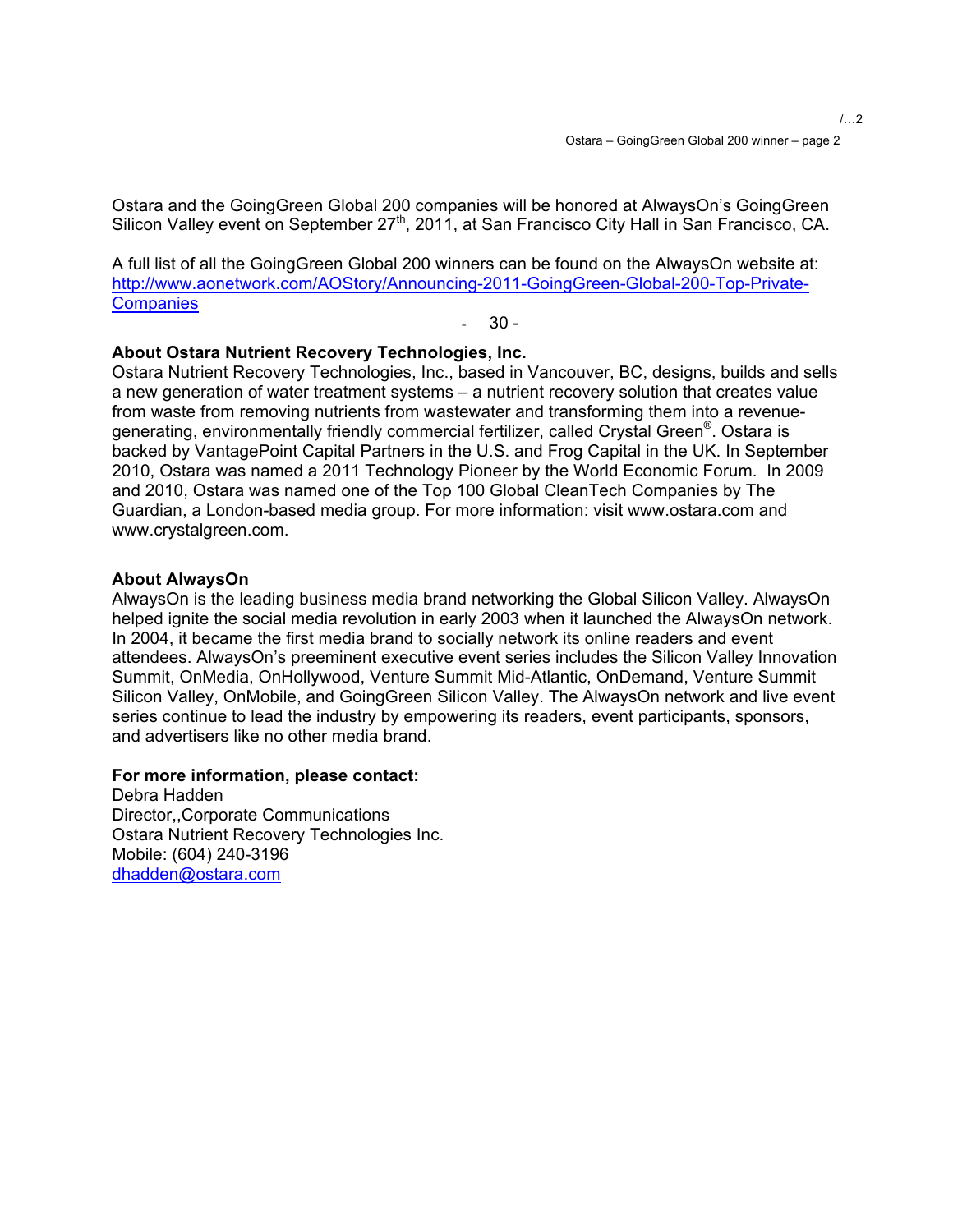Ostara and the GoingGreen Global 200 companies will be honored at AlwaysOn's GoingGreen Silicon Valley event on September 27th, 2011, at San Francisco City Hall in San Francisco, CA.

A full list of all the GoingGreen Global 200 winners can be found on the AlwaysOn website at: http://www.aonetwork.com/AOStory/Announcing-2011-GoingGreen-Global-200-Top-Private-Companies

- 30 -

**About Ostara Nutrient Recovery Technologies, Inc.**
Ostara Nutrient Recovery Technologies, Inc., based in Vancouver, BC, designs, builds and sells a new generation of water treatment systems – a nutrient recovery solution that creates value from waste from removing nutrients from wastewater and transforming them into a revenue-generating, environmentally friendly commercial fertilizer, called Crystal Green®. Ostara is backed by VantagePoint Capital Partners in the U.S. and Frog Capital in the UK. In September 2010, Ostara was named a 2011 Technology Pioneer by the World Economic Forum. In 2009 and 2010, Ostara was named one of the Top 100 Global CleanTech Companies by The Guardian, a London-based media group. For more information: visit www.ostara.com and www.crystalgreen.com.

**About AlwaysOn**
AlwaysOn is the leading business media brand networking the Global Silicon Valley. AlwaysOn helped ignite the social media revolution in early 2003 when it launched the AlwaysOn network. In 2004, it became the first media brand to socially network its online readers and event attendees. AlwaysOn's preeminent executive event series includes the Silicon Valley Innovation Summit, OnMedia, OnHollywood, Venture Summit Mid-Atlantic, OnDemand, Venture Summit Silicon Valley, OnMobile, and GoingGreen Silicon Valley. The AlwaysOn network and live event series continue to lead the industry by empowering its readers, event participants, sponsors, and advertisers like no other media brand.

**For more information, please contact:**
Debra Hadden
Director,,Corporate Communications
Ostara Nutrient Recovery Technologies Inc.
Mobile: (604) 240-3196
dhadden@ostara.com